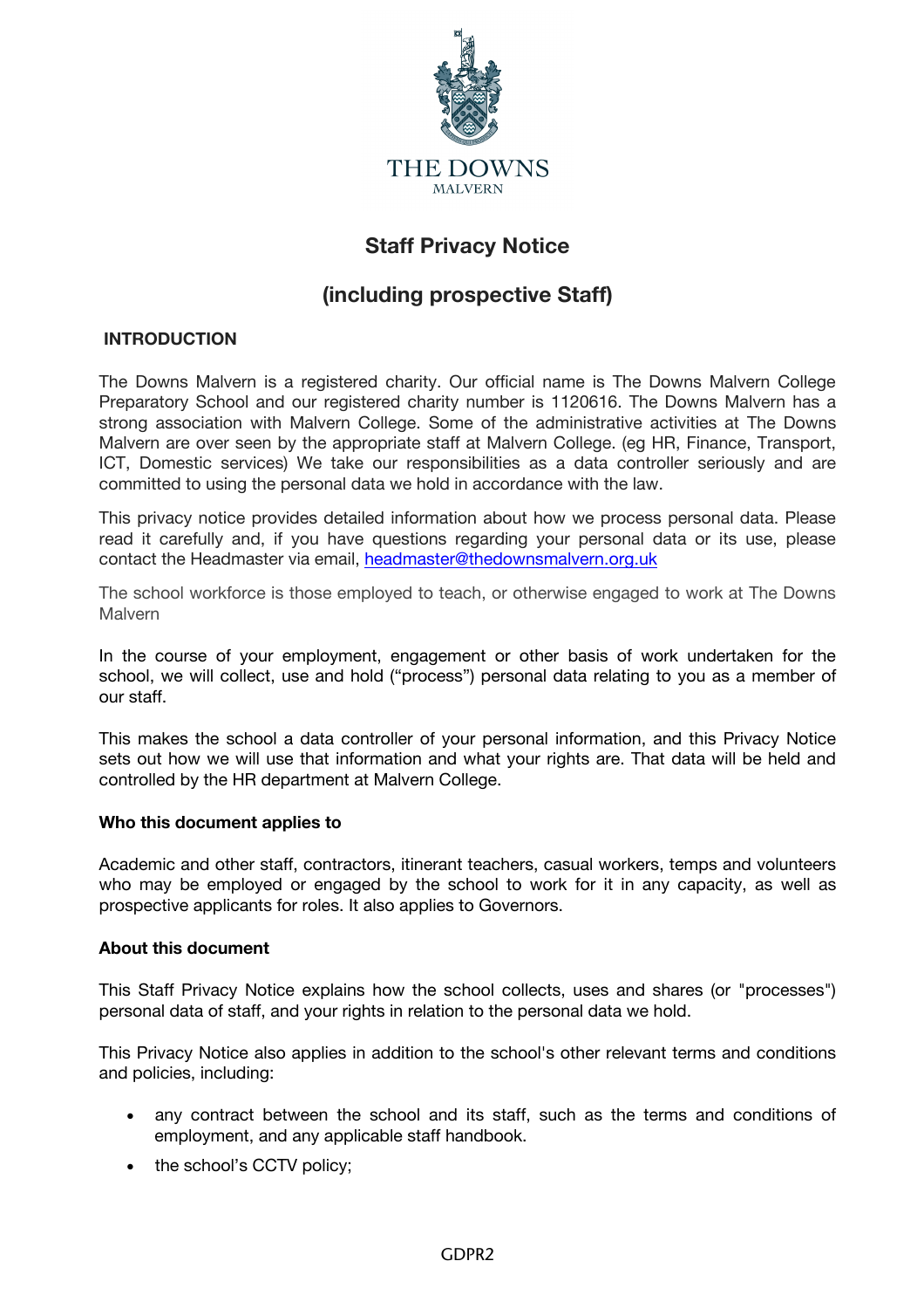THE DOWNS
MALVERN

# Staff Privacy Notice

# (including prospective Staff)

## INTRODUCTION

The Downs Malvern is a registered charity. Our official name is The Downs Malvern College Preparatory School and our registered charity number is 1120616. The Downs Malvern has a strong association with Malvern College. Some of the administrative activities at The Downs Malvern are over seen by the appropriate staff at Malvern College. (eg HR, Finance, Transport, ICT, Domestic services) We take our responsibilities as a data controller seriously and are committed to using the personal data we hold in accordance with the law.

This privacy notice provides detailed information about how we process personal data. Please read it carefully and, if you have questions regarding your personal data or its use, please contact the Headmaster via email, headmaster@thedownsmalvern.org.uk

The school workforce is those employed to teach, or otherwise engaged to work at The Downs Malvern

In the course of your employment, engagement or other basis of work undertaken for the school, we will collect, use and hold ("process") personal data relating to you as a member of our staff.

This makes the school a data controller of your personal information, and this Privacy Notice sets out how we will use that information and what your rights are. That data will be held and controlled by the HR department at Malvern College.

### Who this document applies to

Academic and other staff, contractors, itinerant teachers, casual workers, temps and volunteers who may be employed or engaged by the school to work for it in any capacity, as well as prospective applicants for roles. It also applies to Governors.

### About this document

This Staff Privacy Notice explains how the school collects, uses and shares (or "processes") personal data of staff, and your rights in relation to the personal data we hold.

This Privacy Notice also applies in addition to the school's other relevant terms and conditions and policies, including:

- any contract between the school and its staff, such as the terms and conditions of employment, and any applicable staff handbook.
- the school's CCTV policy;

GDPR2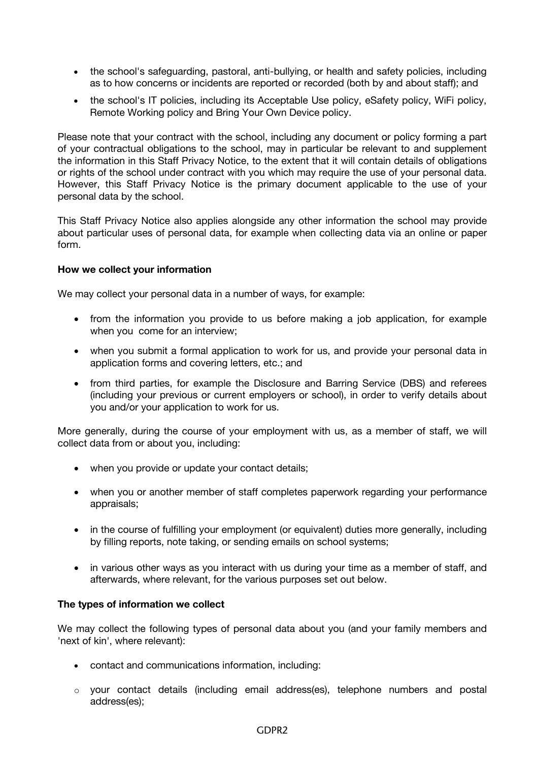- the school's safeguarding, pastoral, anti-bullying, or health and safety policies, including as to how concerns or incidents are reported or recorded (both by and about staff); and
- the school's IT policies, including its Acceptable Use policy, eSafety policy, WiFi policy, Remote Working policy and Bring Your Own Device policy.

Please note that your contract with the school, including any document or policy forming a part of your contractual obligations to the school, may in particular be relevant to and supplement the information in this Staff Privacy Notice, to the extent that it will contain details of obligations or rights of the school under contract with you which may require the use of your personal data. However, this Staff Privacy Notice is the primary document applicable to the use of your personal data by the school.

This Staff Privacy Notice also applies alongside any other information the school may provide about particular uses of personal data, for example when collecting data via an online or paper form.

**How we collect your information**

We may collect your personal data in a number of ways, for example:

- from the information you provide to us before making a job application, for example when you come for an interview;
- when you submit a formal application to work for us, and provide your personal data in application forms and covering letters, etc.; and
- from third parties, for example the Disclosure and Barring Service (DBS) and referees (including your previous or current employers or school), in order to verify details about you and/or your application to work for us.

More generally, during the course of your employment with us, as a member of staff, we will collect data from or about you, including:

- when you provide or update your contact details;
- when you or another member of staff completes paperwork regarding your performance appraisals;
- in the course of fulfilling your employment (or equivalent) duties more generally, including by filling reports, note taking, or sending emails on school systems;
- in various other ways as you interact with us during your time as a member of staff, and afterwards, where relevant, for the various purposes set out below.

**The types of information we collect**

We may collect the following types of personal data about you (and your family members and 'next of kin', where relevant):

- contact and communications information, including:
  - your contact details (including email address(es), telephone numbers and postal address(es);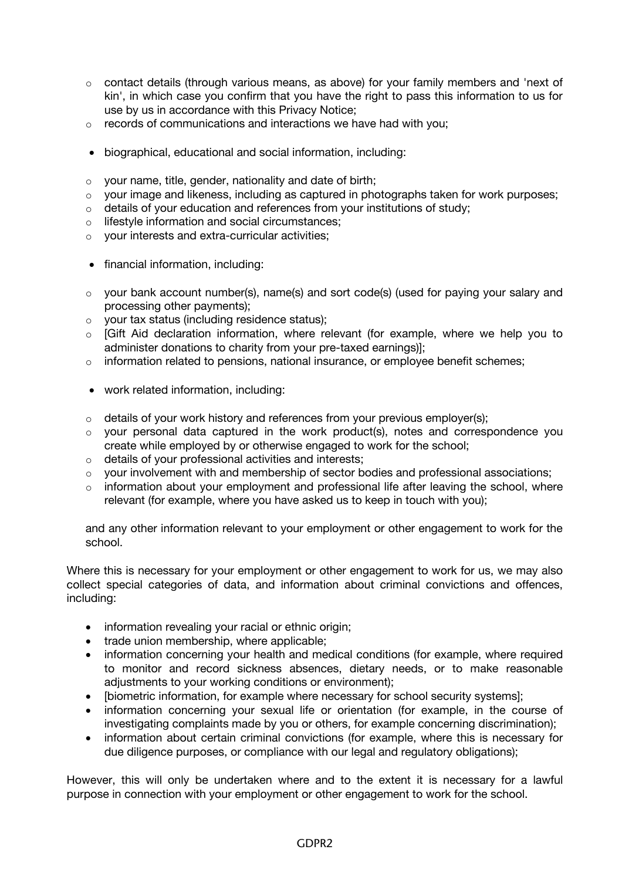- contact details (through various means, as above) for your family members and 'next of kin', in which case you confirm that you have the right to pass this information to us for use by us in accordance with this Privacy Notice;
  - records of communications and interactions we have had with you;

- biographical, educational and social information, including:
  - your name, title, gender, nationality and date of birth;
  - your image and likeness, including as captured in photographs taken for work purposes;
  - details of your education and references from your institutions of study;
  - lifestyle information and social circumstances;
  - your interests and extra-curricular activities;

- financial information, including:
  - your bank account number(s), name(s) and sort code(s) (used for paying your salary and processing other payments);
  - your tax status (including residence status);
  - [Gift Aid declaration information, where relevant (for example, where we help you to administer donations to charity from your pre-taxed earnings)];
  - information related to pensions, national insurance, or employee benefit schemes;

- work related information, including:
  - details of your work history and references from your previous employer(s);
  - your personal data captured in the work product(s), notes and correspondence you create while employed by or otherwise engaged to work for the school;
  - details of your professional activities and interests;
  - your involvement with and membership of sector bodies and professional associations;
  - information about your employment and professional life after leaving the school, where relevant (for example, where you have asked us to keep in touch with you);

  and any other information relevant to your employment or other engagement to work for the school.

Where this is necessary for your employment or other engagement to work for us, we may also collect special categories of data, and information about criminal convictions and offences, including:

- information revealing your racial or ethnic origin;
- trade union membership, where applicable;
- information concerning your health and medical conditions (for example, where required to monitor and record sickness absences, dietary needs, or to make reasonable adjustments to your working conditions or environment);
- [biometric information, for example where necessary for school security systems];
- information concerning your sexual life or orientation (for example, in the course of investigating complaints made by you or others, for example concerning discrimination);
- information about certain criminal convictions (for example, where this is necessary for due diligence purposes, or compliance with our legal and regulatory obligations);

However, this will only be undertaken where and to the extent it is necessary for a lawful purpose in connection with your employment or other engagement to work for the school.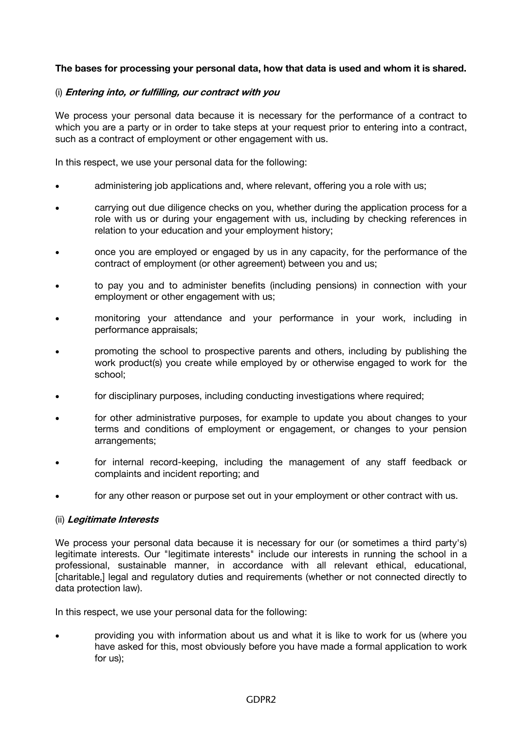**The bases for processing your personal data, how that data is used and whom it is shared.**

(i) ***Entering into, or fulfilling, our contract with you***

We process your personal data because it is necessary for the performance of a contract to which you are a party or in order to take steps at your request prior to entering into a contract, such as a contract of employment or other engagement with us.

In this respect, we use your personal data for the following:

- administering job applications and, where relevant, offering you a role with us;
- carrying out due diligence checks on you, whether during the application process for a role with us or during your engagement with us, including by checking references in relation to your education and your employment history;
- once you are employed or engaged by us in any capacity, for the performance of the contract of employment (or other agreement) between you and us;
- to pay you and to administer benefits (including pensions) in connection with your employment or other engagement with us;
- monitoring your attendance and your performance in your work, including in performance appraisals;
- promoting the school to prospective parents and others, including by publishing the work product(s) you create while employed by or otherwise engaged to work for the school;
- for disciplinary purposes, including conducting investigations where required;
- for other administrative purposes, for example to update you about changes to your terms and conditions of employment or engagement, or changes to your pension arrangements;
- for internal record-keeping, including the management of any staff feedback or complaints and incident reporting; and
- for any other reason or purpose set out in your employment or other contract with us.

(ii) ***Legitimate Interests***

We process your personal data because it is necessary for our (or sometimes a third party's) legitimate interests. Our "legitimate interests" include our interests in running the school in a professional, sustainable manner, in accordance with all relevant ethical, educational, [charitable,] legal and regulatory duties and requirements (whether or not connected directly to data protection law).

In this respect, we use your personal data for the following:

- providing you with information about us and what it is like to work for us (where you have asked for this, most obviously before you have made a formal application to work for us);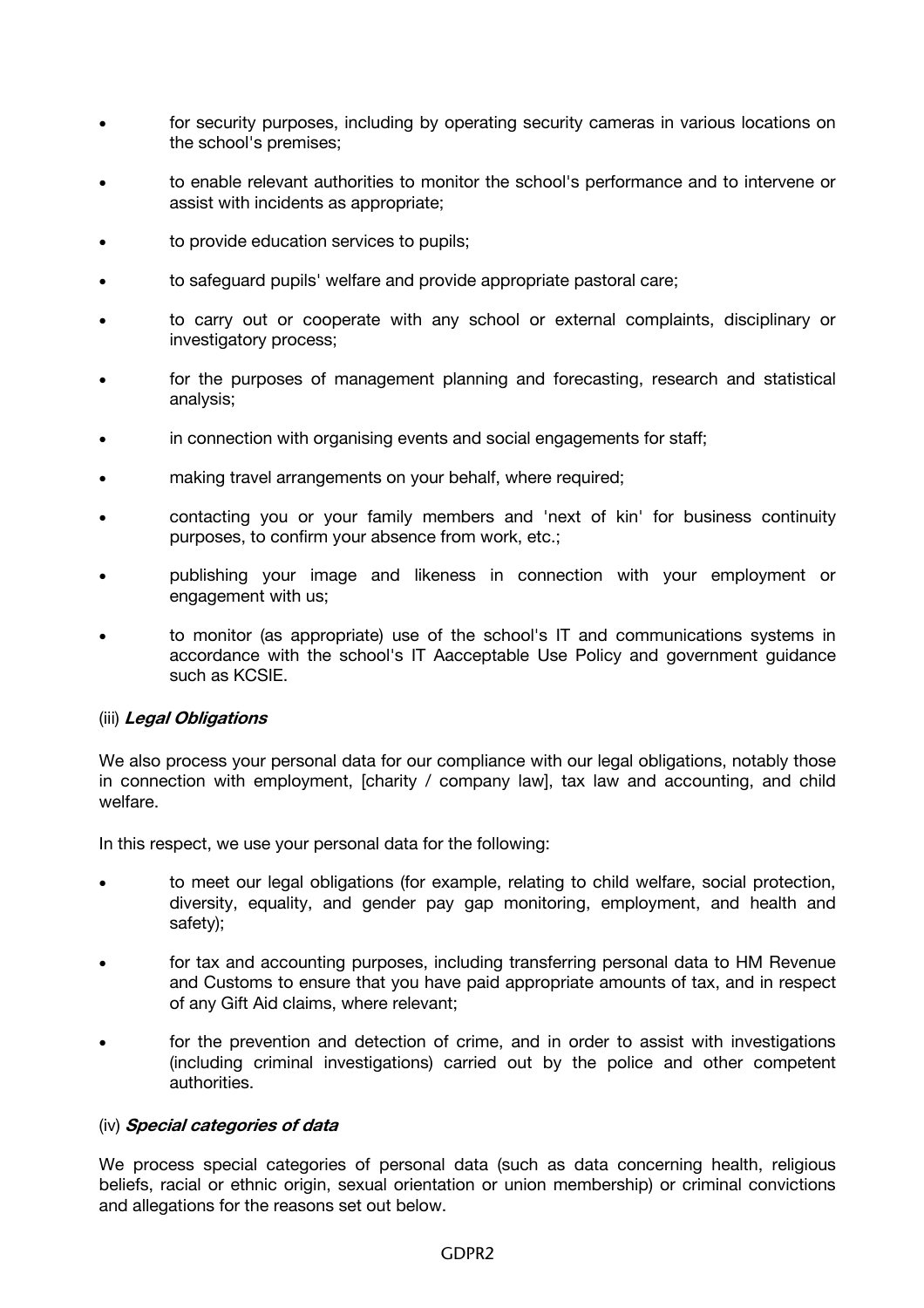- for security purposes, including by operating security cameras in various locations on the school's premises;
- to enable relevant authorities to monitor the school's performance and to intervene or assist with incidents as appropriate;
- to provide education services to pupils;
- to safeguard pupils' welfare and provide appropriate pastoral care;
- to carry out or cooperate with any school or external complaints, disciplinary or investigatory process;
- for the purposes of management planning and forecasting, research and statistical analysis;
- in connection with organising events and social engagements for staff;
- making travel arrangements on your behalf, where required;
- contacting you or your family members and 'next of kin' for business continuity purposes, to confirm your absence from work, etc.;
- publishing your image and likeness in connection with your employment or engagement with us;
- to monitor (as appropriate) use of the school's IT and communications systems in accordance with the school's IT Aacceptable Use Policy and government guidance such as KCSIE.

(iii) ***Legal Obligations***

We also process your personal data for our compliance with our legal obligations, notably those in connection with employment, [charity / company law], tax law and accounting, and child welfare.

In this respect, we use your personal data for the following:

- to meet our legal obligations (for example, relating to child welfare, social protection, diversity, equality, and gender pay gap monitoring, employment, and health and safety);
- for tax and accounting purposes, including transferring personal data to HM Revenue and Customs to ensure that you have paid appropriate amounts of tax, and in respect of any Gift Aid claims, where relevant;
- for the prevention and detection of crime, and in order to assist with investigations (including criminal investigations) carried out by the police and other competent authorities.

(iv) ***Special categories of data***

We process special categories of personal data (such as data concerning health, religious beliefs, racial or ethnic origin, sexual orientation or union membership) or criminal convictions and allegations for the reasons set out below.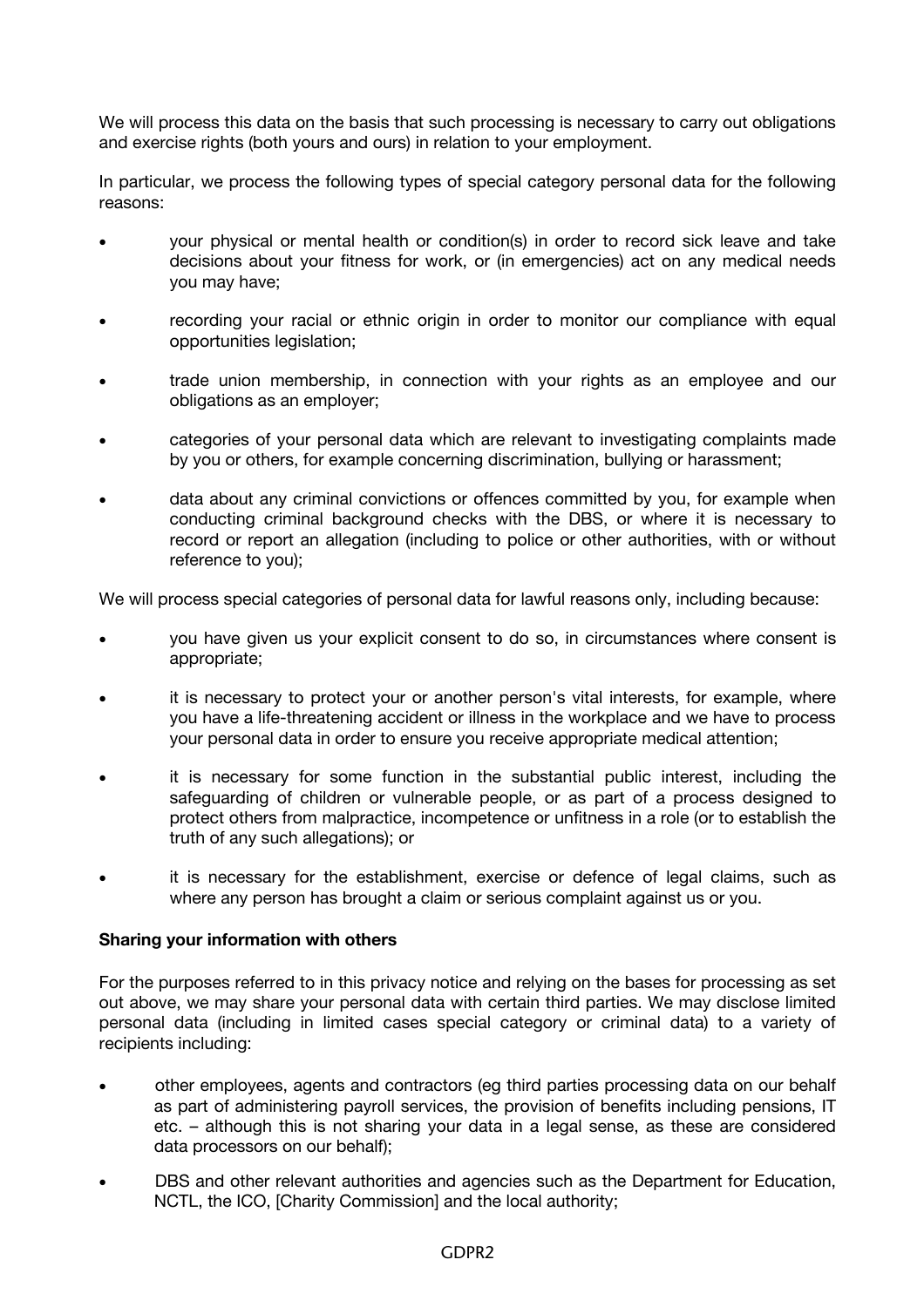We will process this data on the basis that such processing is necessary to carry out obligations and exercise rights (both yours and ours) in relation to your employment.

In particular, we process the following types of special category personal data for the following reasons:

- your physical or mental health or condition(s) in order to record sick leave and take decisions about your fitness for work, or (in emergencies) act on any medical needs you may have;
- recording your racial or ethnic origin in order to monitor our compliance with equal opportunities legislation;
- trade union membership, in connection with your rights as an employee and our obligations as an employer;
- categories of your personal data which are relevant to investigating complaints made by you or others, for example concerning discrimination, bullying or harassment;
- data about any criminal convictions or offences committed by you, for example when conducting criminal background checks with the DBS, or where it is necessary to record or report an allegation (including to police or other authorities, with or without reference to you);

We will process special categories of personal data for lawful reasons only, including because:

- you have given us your explicit consent to do so, in circumstances where consent is appropriate;
- it is necessary to protect your or another person's vital interests, for example, where you have a life-threatening accident or illness in the workplace and we have to process your personal data in order to ensure you receive appropriate medical attention;
- it is necessary for some function in the substantial public interest, including the safeguarding of children or vulnerable people, or as part of a process designed to protect others from malpractice, incompetence or unfitness in a role (or to establish the truth of any such allegations); or
- it is necessary for the establishment, exercise or defence of legal claims, such as where any person has brought a claim or serious complaint against us or you.

**Sharing your information with others**

For the purposes referred to in this privacy notice and relying on the bases for processing as set out above, we may share your personal data with certain third parties. We may disclose limited personal data (including in limited cases special category or criminal data) to a variety of recipients including:

- other employees, agents and contractors (eg third parties processing data on our behalf as part of administering payroll services, the provision of benefits including pensions, IT etc. – although this is not sharing your data in a legal sense, as these are considered data processors on our behalf);
- DBS and other relevant authorities and agencies such as the Department for Education, NCTL, the ICO, [Charity Commission] and the local authority;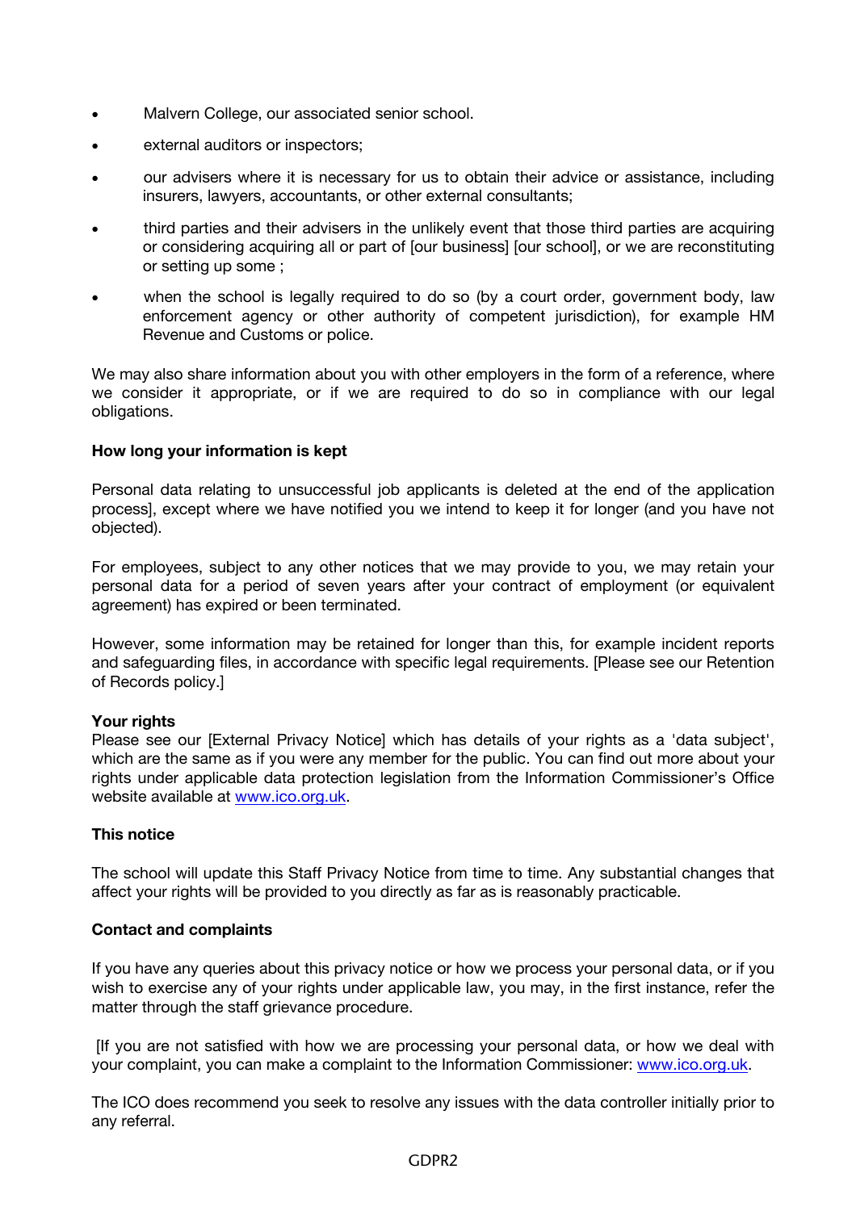- Malvern College, our associated senior school.
- external auditors or inspectors;
- our advisers where it is necessary for us to obtain their advice or assistance, including insurers, lawyers, accountants, or other external consultants;
- third parties and their advisers in the unlikely event that those third parties are acquiring or considering acquiring all or part of [our business] [our school], or we are reconstituting or setting up some ;
- when the school is legally required to do so (by a court order, government body, law enforcement agency or other authority of competent jurisdiction), for example HM Revenue and Customs or police.

We may also share information about you with other employers in the form of a reference, where we consider it appropriate, or if we are required to do so in compliance with our legal obligations.

**How long your information is kept**

Personal data relating to unsuccessful job applicants is deleted at the end of the application process], except where we have notified you we intend to keep it for longer (and you have not objected).

For employees, subject to any other notices that we may provide to you, we may retain your personal data for a period of seven years after your contract of employment (or equivalent agreement) has expired or been terminated.

However, some information may be retained for longer than this, for example incident reports and safeguarding files, in accordance with specific legal requirements. [Please see our Retention of Records policy.]

**Your rights**

Please see our [External Privacy Notice] which has details of your rights as a 'data subject', which are the same as if you were any member for the public. You can find out more about your rights under applicable data protection legislation from the Information Commissioner's Office website available at www.ico.org.uk.

**This notice**

The school will update this Staff Privacy Notice from time to time. Any substantial changes that affect your rights will be provided to you directly as far as is reasonably practicable.

**Contact and complaints**

If you have any queries about this privacy notice or how we process your personal data, or if you wish to exercise any of your rights under applicable law, you may, in the first instance, refer the matter through the staff grievance procedure.

[If you are not satisfied with how we are processing your personal data, or how we deal with your complaint, you can make a complaint to the Information Commissioner: www.ico.org.uk.

The ICO does recommend you seek to resolve any issues with the data controller initially prior to any referral.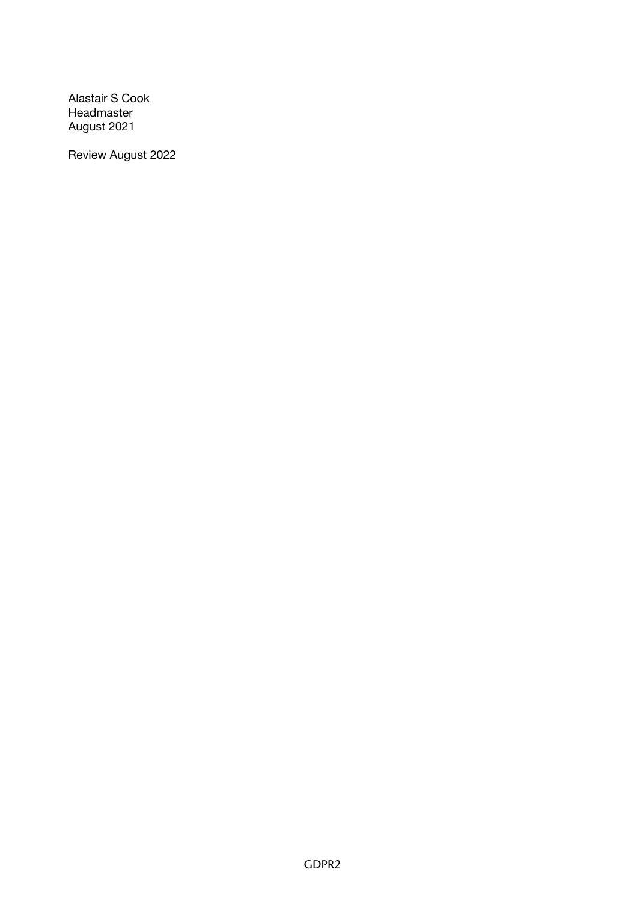Alastair S Cook
Headmaster
August 2021

Review August 2022